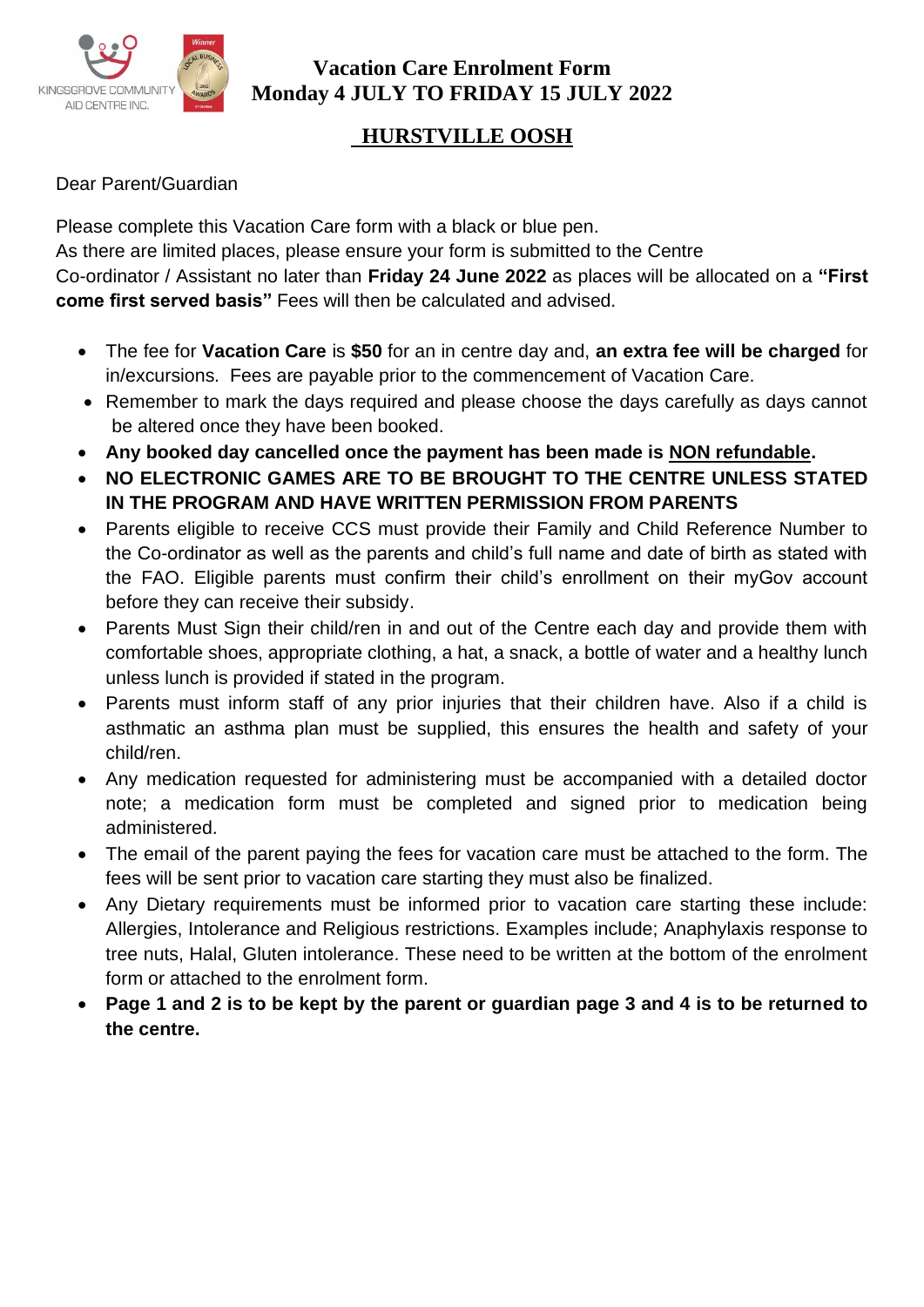# Vacation Care Enrolment Form
# Monday 4 JULY TO FRIDAY 15 JULY 2022

## HURSTVILLE OOSH

Dear Parent/Guardian

Please complete this Vacation Care form with a black or blue pen.
As there are limited places, please ensure your form is submitted to the Centre Co-ordinator / Assistant no later than **Friday 24 June 2022** as places will be allocated on a **"First come first served basis"** Fees will then be calculated and advised.

- The fee for **Vacation Care** is **$50** for an in centre day and, **an extra fee will be charged** for in/excursions. Fees are payable prior to the commencement of Vacation Care.
- Remember to mark the days required and please choose the days carefully as days cannot be altered once they have been booked.
- **Any booked day cancelled once the payment has been made is NON refundable.**
- **NO ELECTRONIC GAMES ARE TO BE BROUGHT TO THE CENTRE UNLESS STATED IN THE PROGRAM AND HAVE WRITTEN PERMISSION FROM PARENTS**
- Parents eligible to receive CCS must provide their Family and Child Reference Number to the Co-ordinator as well as the parents and child's full name and date of birth as stated with the FAO. Eligible parents must confirm their child's enrollment on their myGov account before they can receive their subsidy.
- Parents Must Sign their child/ren in and out of the Centre each day and provide them with comfortable shoes, appropriate clothing, a hat, a snack, a bottle of water and a healthy lunch unless lunch is provided if stated in the program.
- Parents must inform staff of any prior injuries that their children have. Also if a child is asthmatic an asthma plan must be supplied, this ensures the health and safety of your child/ren.
- Any medication requested for administering must be accompanied with a detailed doctor note; a medication form must be completed and signed prior to medication being administered.
- The email of the parent paying the fees for vacation care must be attached to the form. The fees will be sent prior to vacation care starting they must also be finalized.
- Any Dietary requirements must be informed prior to vacation care starting these include: Allergies, Intolerance and Religious restrictions. Examples include; Anaphylaxis response to tree nuts, Halal, Gluten intolerance. These need to be written at the bottom of the enrolment form or attached to the enrolment form.
- **Page 1 and 2 is to be kept by the parent or guardian page 3 and 4 is to be returned to the centre.**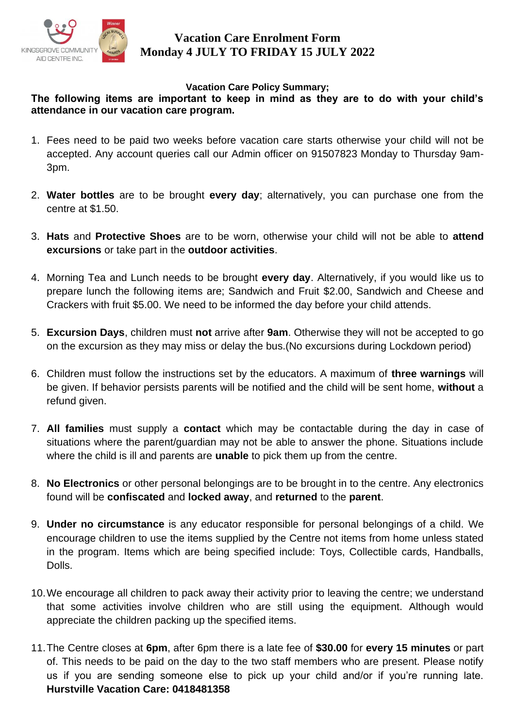KINGSGROVE COMMUNITY AID CENTRE INC.

# Vacation Care Enrolment Form
# Monday 4 JULY TO FRIDAY 15 JULY 2022

**Vacation Care Policy Summary;**

**The following items are important to keep in mind as they are to do with your child's attendance in our vacation care program.**

1. Fees need to be paid two weeks before vacation care starts otherwise your child will not be accepted. Any account queries call our Admin officer on 91507823 Monday to Thursday 9am-3pm.

2. **Water bottles** are to be brought **every day**; alternatively, you can purchase one from the centre at $1.50.

3. **Hats** and **Protective Shoes** are to be worn, otherwise your child will not be able to **attend excursions** or take part in the **outdoor activities**.

4. Morning Tea and Lunch needs to be brought **every day**. Alternatively, if you would like us to prepare lunch the following items are; Sandwich and Fruit $2.00, Sandwich and Cheese and Crackers with fruit $5.00. We need to be informed the day before your child attends.

5. **Excursion Days**, children must **not** arrive after **9am**. Otherwise they will not be accepted to go on the excursion as they may miss or delay the bus.(No excursions during Lockdown period)

6. Children must follow the instructions set by the educators. A maximum of **three warnings** will be given. If behavior persists parents will be notified and the child will be sent home, **without** a refund given.

7. **All families** must supply a **contact** which may be contactable during the day in case of situations where the parent/guardian may not be able to answer the phone. Situations include where the child is ill and parents are **unable** to pick them up from the centre.

8. **No Electronics** or other personal belongings are to be brought in to the centre. Any electronics found will be **confiscated** and **locked away**, and **returned** to the **parent**.

9. **Under no circumstance** is any educator responsible for personal belongings of a child. We encourage children to use the items supplied by the Centre not items from home unless stated in the program. Items which are being specified include: Toys, Collectible cards, Handballs, Dolls.

10. We encourage all children to pack away their activity prior to leaving the centre; we understand that some activities involve children who are still using the equipment. Although would appreciate the children packing up the specified items.

11. The Centre closes at **6pm**, after 6pm there is a late fee of **$30.00** for **every 15 minutes** or part of. This needs to be paid on the day to the two staff members who are present. Please notify us if you are sending someone else to pick up your child and/or if you're running late. **Hurstville Vacation Care: 0418481358**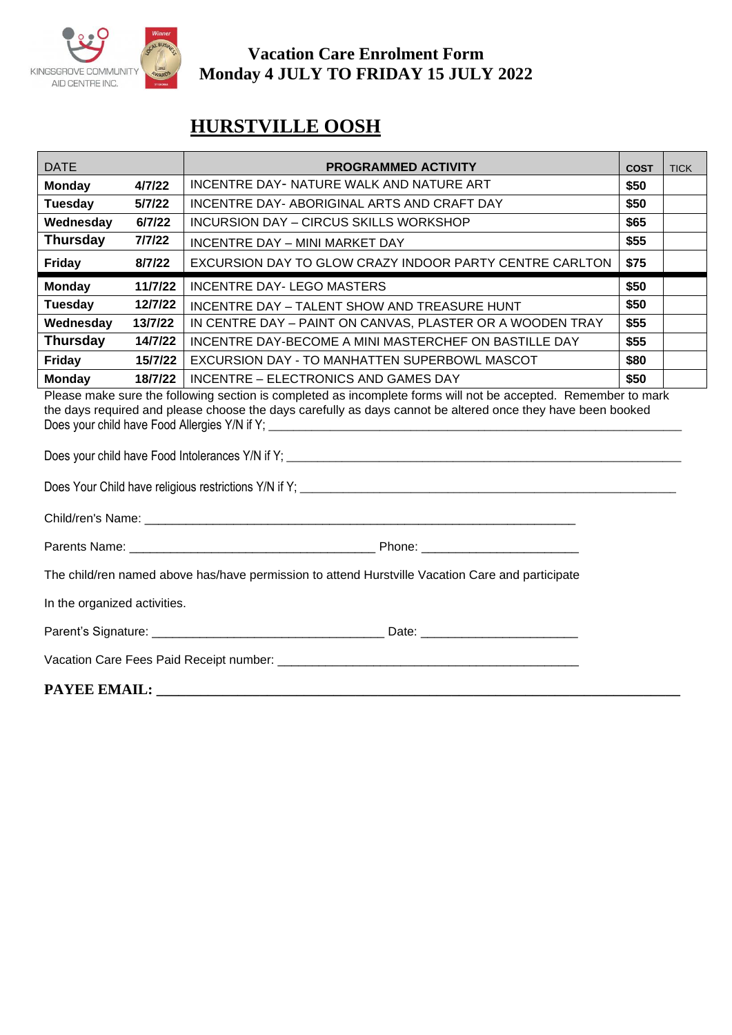KINGSGROVE COMMUNITY AID CENTRE INC.

# Vacation Care Enrolment Form
# Monday 4 JULY TO FRIDAY 15 JULY 2022

## HURSTVILLE OOSH

| DATE | | PROGRAMMED ACTIVITY | COST | TICK |
|---|---|---|---|---|
| **Monday** | **4/7/22** | INCENTRE DAY- NATURE WALK AND NATURE ART | **$50** | |
| **Tuesday** | **5/7/22** | INCENTRE DAY- ABORIGINAL ARTS AND CRAFT DAY | **$50** | |
| **Wednesday** | **6/7/22** | INCURSION DAY – CIRCUS SKILLS WORKSHOP | **$65** | |
| **Thursday** | **7/7/22** | INCENTRE DAY – MINI MARKET DAY | **$55** | |
| **Friday** | **8/7/22** | EXCURSION DAY TO GLOW CRAZY INDOOR PARTY CENTRE CARLTON | **$75** | |
| **Monday** | **11/7/22** | INCENTRE DAY- LEGO MASTERS | **$50** | |
| **Tuesday** | **12/7/22** | INCENTRE DAY – TALENT SHOW AND TREASURE HUNT | **$50** | |
| **Wednesday** | **13/7/22** | IN CENTRE DAY – PAINT ON CANVAS, PLASTER OR A WOODEN TRAY | **$55** | |
| **Thursday** | **14/7/22** | INCENTRE DAY-BECOME A MINI MASTERCHEF ON BASTILLE DAY | **$55** | |
| **Friday** | **15/7/22** | EXCURSION DAY - TO MANHATTEN SUPERBOWL MASCOT | **$80** | |
| **Monday** | **18/7/22** | INCENTRE – ELECTRONICS AND GAMES DAY | **$50** | |

Please make sure the following section is completed as incomplete forms will not be accepted. Remember to mark the days required and please choose the days carefully as days cannot be altered once they have been booked

Does your child have Food Allergies Y/N if Y; ______________________________________________

Does your child have Food Intolerances Y/N if Y; ______________________________________________

Does Your Child have religious restrictions Y/N if Y; ______________________________________________

Child/ren's Name: ______________________________________________

Parents Name: ______________________________ Phone: ____________________

The child/ren named above has/have permission to attend Hurstville Vacation Care and participate

In the organized activities.

Parent's Signature: ______________________________ Date: ____________________

Vacation Care Fees Paid Receipt number: ______________________________________________

**PAYEE EMAIL:** ______________________________________________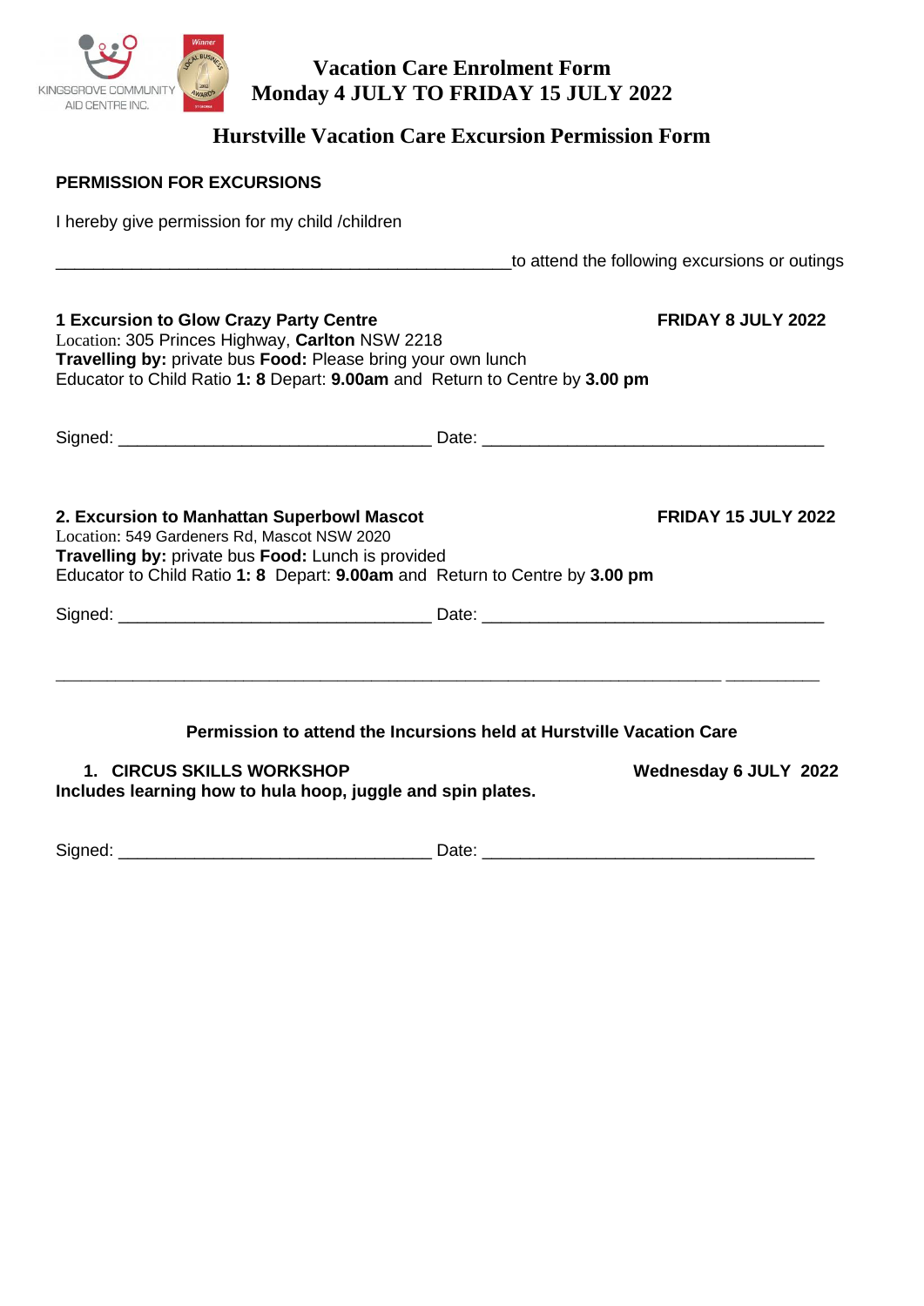KINGSGROVE COMMUNITY AID CENTRE INC.

# Vacation Care Enrolment Form
# Monday 4 JULY TO FRIDAY 15 JULY 2022

## Hurstville Vacation Care Excursion Permission Form

**PERMISSION FOR EXCURSIONS**

I hereby give permission for my child /children

_________________________________________________to attend the following excursions or outings

**1 Excursion to Glow Crazy Party Centre** **FRIDAY 8 JULY 2022**
Location: 305 Princes Highway, **Carlton** NSW 2218
**Travelling by:** private bus **Food:** Please bring your own lunch
Educator to Child Ratio **1: 8** Depart: **9.00am** and Return to Centre by **3.00 pm**

Signed: _________________________________ Date: ____________________________________

**2. Excursion to Manhattan Superbowl Mascot** **FRIDAY 15 JULY 2022**
Location: 549 Gardeners Rd, Mascot NSW 2020
**Travelling by:** private bus **Food:** Lunch is provided
Educator to Child Ratio **1: 8** Depart: **9.00am** and Return to Centre by **3.00 pm**

Signed: _________________________________ Date: ____________________________________

______________________________________________________________________ __________

**Permission to attend the Incursions held at Hurstville Vacation Care**

1. **CIRCUS SKILLS WORKSHOP** **Wednesday 6 JULY 2022**

**Includes learning how to hula hoop, juggle and spin plates.**

Signed: _________________________________ Date: ___________________________________